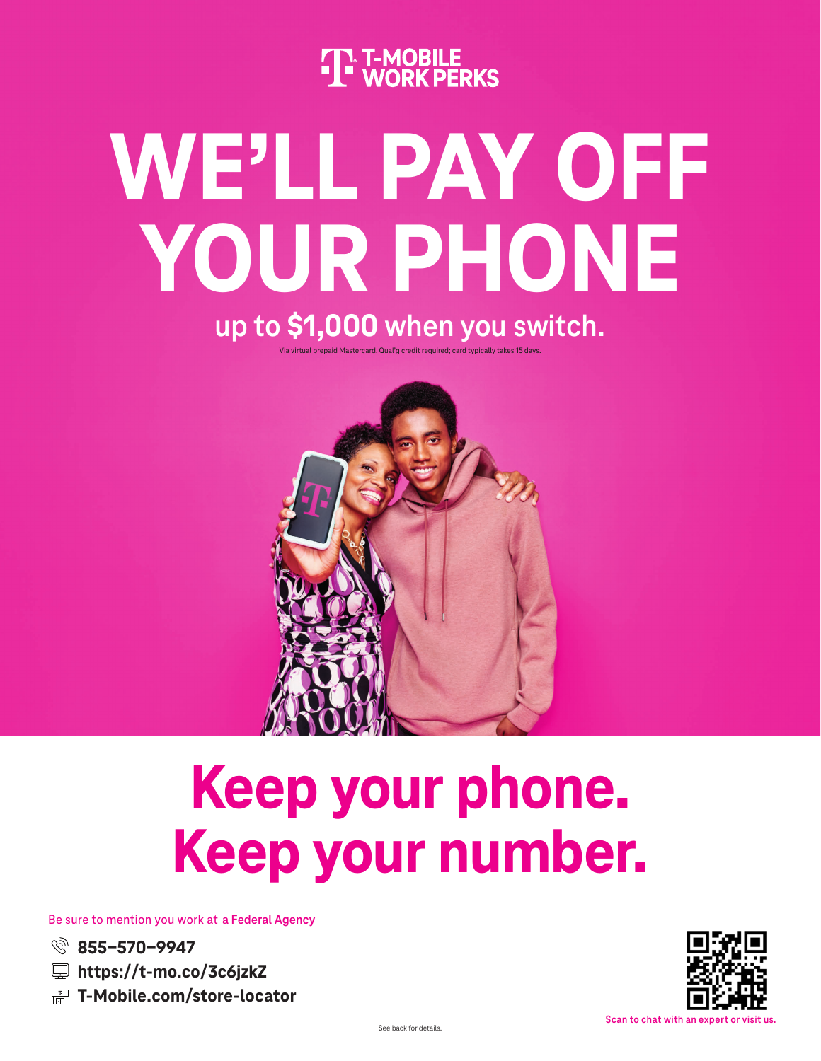T-MOBILE WORK PERKS

# WE'LL PAY OFF YOUR PHONE

## up to **$1,000** when you switch.

Via virtual prepaid Mastercard. Qual'g credit required; card typically takes 15 days.

# Keep your phone. Keep your number.

Be sure to mention you work at **a Federal Agency**

- **855–570–9947**
- **https://t-mo.co/3c6jzkZ**
- **T-Mobile.com/store-locator**

Scan to chat with an expert or visit us.

See back for details.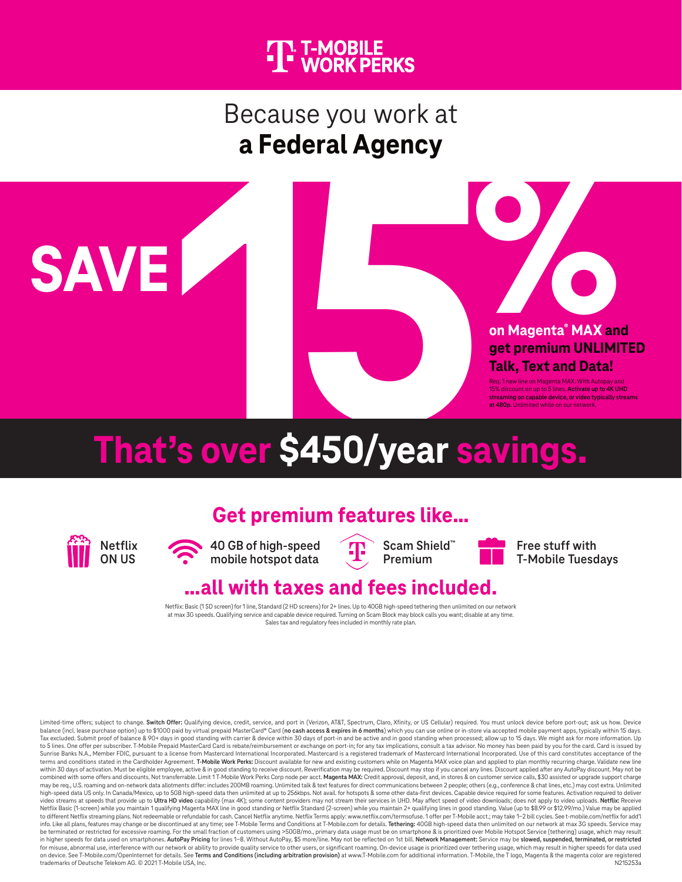# T-MOBILE WORK PERKS

## Because you work at **a Federal Agency**

# SAVE 15%

**on Magenta® MAX and get premium UNLIMITED Talk, Text and Data!**

Req. 1 new line on Magenta MAX. With Autopay and 15% discount on up to 5 lines. **Activate up to 4K UHD streaming on capable device, or video typically streams at 480p.** Unlimited while on our network.

# That's over $450/year savings.

## Get premium features like...

- Netflix ON US
- 40 GB of high-speed mobile hotspot data
- Scam Shield™ Premium
- Free stuff with T-Mobile Tuesdays

## ...all with taxes and fees included.

Netflix: Basic (1 SD screen) for 1 line, Standard (2 HD screens) for 2+ lines. Up to 40GB high-speed tethering then unlimited on our network at max 3G speeds. Qualifying service and capable device required. Turning on Scam Block may block calls you want; disable at any time. Sales tax and regulatory fees included in monthly rate plan.

Limited-time offers; subject to change. **Switch Offer:** Qualifying device, credit, service, and port in (Verizon, AT&T, Spectrum, Claro, Xfinity, or US Cellular) required. You must unlock device before port-out; ask us how. Device balance (incl. lease purchase option) up to $1000 paid by virtual prepaid MasterCard® Card (**no cash access & expires in 6 months**) which you can use online or in-store via accepted mobile payment apps, typically within 15 days. Tax excluded. Submit proof of balance & 90+ days in good standing with carrier & device within 30 days of port-in and be active and in good standing when processed; allow up to 15 days. We might ask for more information. Up to 5 lines. One offer per subscriber. T-Mobile Prepaid MasterCard Card is rebate/reimbursement or exchange on port-in; for any tax implications, consult a tax advisor. No money has been paid by you for the card. Card is issued by Sunrise Banks N.A., Member FDIC, pursuant to a license from Mastercard International Incorporated. Mastercard is a registered trademark of Mastercard International Incorporated. Use of this card constitutes acceptance of the terms and conditions stated in the Cardholder Agreement. **T-Mobile Work Perks:** Discount available for new and existing customers while on Magenta MAX voice plan and applied to plan monthly recurring charge. Validate new line within 30 days of activation. Must be eligible employee, active & in good standing to receive discount. Reverification may be required. Discount may stop if you cancel any lines. Discount applied after any AutoPay discount. May not be combined with some offers and discounts. Not transferrable. Limit 1 T-Mobile Work Perks Corp node per acct. **Magenta MAX:** Credit approval, deposit, and, in stores & on customer service calls, $30 assisted or upgrade support charge may be req., U.S. roaming and on-network data allotments differ: includes 200MB roaming. Unlimited talk & text features for direct communications between 2 people; others (e.g., conference & chat lines, etc.) may cost extra. Unlimited high-speed data US only. In Canada/Mexico, up to 5GB high-speed data then unlimited at up to 256kbps. Not avail. for hotspots & some other data-first devices. Capable device required for some features. Activation required to deliver video streams at speeds that provide up to **Ultra HD video** capability (max 4K); some content providers may not stream their services in UHD. May affect speed of video downloads; does not apply to video uploads. **Netflix:** Receive Netflix Basic (1-screen) while you maintain 1 qualifying Magenta MAX line in good standing or Netflix Standard (2-screen) while you maintain 2+ qualifying lines in good standing. Value (up to $8.99 or $12.99/mo.) Value may be applied to different Netflix streaming plans. Not redeemable or refundable for cash. Cancel Netflix anytime. Netflix Terms apply: www.netflix.com/termsofuse. 1 offer per T-Mobile acct.; may take 1–2 bill cycles. See t-mobile.com/netflix for add'l info. Like all plans, features may change or be discontinued at any time; see T-Mobile Terms and Conditions at T-Mobile.com for details. **Tethering:** 40GB high-speed data then unlimited on our network at max 3G speeds. Service may be terminated or restricted for excessive roaming. For the small fraction of customers using >50GB/mo., primary data usage must be on smartphone & is prioritized over Mobile Hotspot Service (tethering) usage, which may result in higher speeds for data used on smartphones. **AutoPay Pricing** for lines 1–8. Without AutoPay, $5 more/line. May not be reflected on 1st bill. **Network Management:** Service may be **slowed, suspended, terminated, or restricted** for misuse, abnormal use, interference with our network or ability to provide quality service to other users, or significant roaming. On-device usage is prioritized over tethering usage, which may result in higher speeds for data used on device. See T-Mobile.com/OpenInternet for details. See **Terms and Conditions (including arbitration provision)** at www.T-Mobile.com for additional information. T-Mobile, the T logo, Magenta & the magenta color are registered trademarks of Deutsche Telekom AG. © 2021 T-Mobile USA, Inc.

N215253a